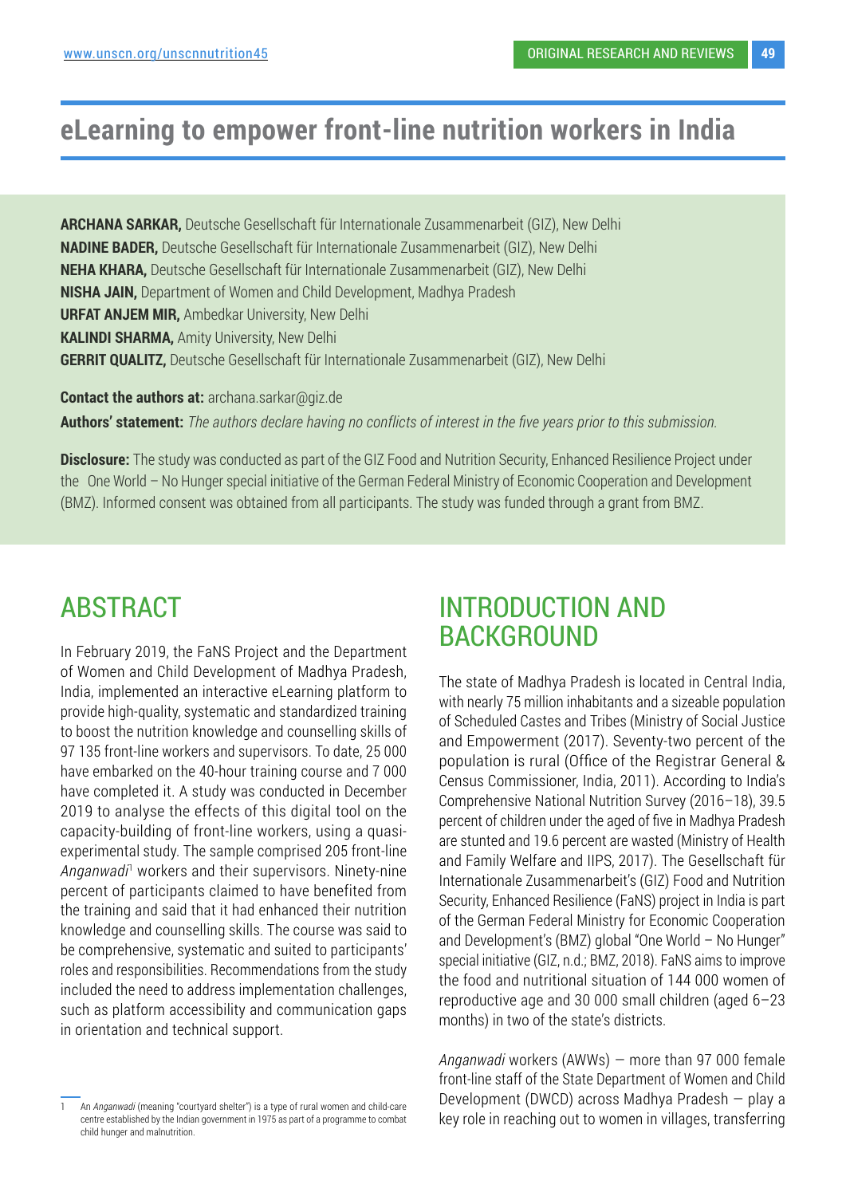# eLearning to empower front-line nutrition workers in India

**ARCHANA SARKAR,** Deutsche Gesellschaft für Internationale Zusammenarbeit (GIZ), New Delhi
**NADINE BADER,** Deutsche Gesellschaft für Internationale Zusammenarbeit (GIZ), New Delhi
**NEHA KHARA,** Deutsche Gesellschaft für Internationale Zusammenarbeit (GIZ), New Delhi
**NISHA JAIN,** Department of Women and Child Development, Madhya Pradesh
**URFAT ANJEM MIR,** Ambedkar University, New Delhi
**KALINDI SHARMA,** Amity University, New Delhi
**GERRIT QUALITZ,** Deutsche Gesellschaft für Internationale Zusammenarbeit (GIZ), New Delhi

**Contact the authors at:** archana.sarkar@giz.de

**Authors' statement:** *The authors declare having no conflicts of interest in the five years prior to this submission.*

**Disclosure:** The study was conducted as part of the GIZ Food and Nutrition Security, Enhanced Resilience Project under the One World – No Hunger special initiative of the German Federal Ministry of Economic Cooperation and Development (BMZ). Informed consent was obtained from all participants. The study was funded through a grant from BMZ.

## ABSTRACT

In February 2019, the FaNS Project and the Department of Women and Child Development of Madhya Pradesh, India, implemented an interactive eLearning platform to provide high-quality, systematic and standardized training to boost the nutrition knowledge and counselling skills of 97 135 front-line workers and supervisors. To date, 25 000 have embarked on the 40-hour training course and 7 000 have completed it. A study was conducted in December 2019 to analyse the effects of this digital tool on the capacity-building of front-line workers, using a quasi-experimental study. The sample comprised 205 front-line *Anganwadi*[1] workers and their supervisors. Ninety-nine percent of participants claimed to have benefited from the training and said that it had enhanced their nutrition knowledge and counselling skills. The course was said to be comprehensive, systematic and suited to participants' roles and responsibilities. Recommendations from the study included the need to address implementation challenges, such as platform accessibility and communication gaps in orientation and technical support.

## INTRODUCTION AND BACKGROUND

The state of Madhya Pradesh is located in Central India, with nearly 75 million inhabitants and a sizeable population of Scheduled Castes and Tribes (Ministry of Social Justice and Empowerment (2017). Seventy-two percent of the population is rural (Office of the Registrar General & Census Commissioner, India, 2011). According to India's Comprehensive National Nutrition Survey (2016–18), 39.5 percent of children under the aged of five in Madhya Pradesh are stunted and 19.6 percent are wasted (Ministry of Health and Family Welfare and IIPS, 2017). The Gesellschaft für Internationale Zusammenarbeit's (GIZ) Food and Nutrition Security, Enhanced Resilience (FaNS) project in India is part of the German Federal Ministry for Economic Cooperation and Development's (BMZ) global "One World – No Hunger" special initiative (GIZ, n.d.; BMZ, 2018). FaNS aims to improve the food and nutritional situation of 144 000 women of reproductive age and 30 000 small children (aged 6–23 months) in two of the state's districts.

*Anganwadi* workers (AWWs) — more than 97 000 female front-line staff of the State Department of Women and Child Development (DWCD) across Madhya Pradesh — play a key role in reaching out to women in villages, transferring

[1] An *Anganwadi* (meaning "courtyard shelter") is a type of rural women and child-care centre established by the Indian government in 1975 as part of a programme to combat child hunger and malnutrition.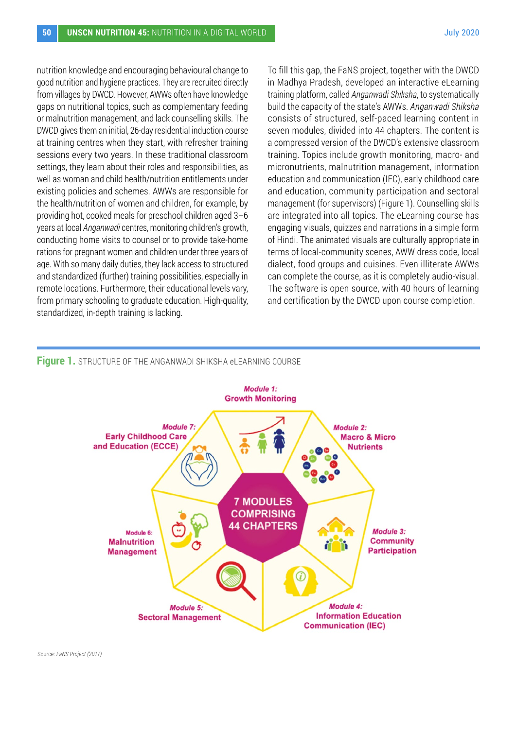nutrition knowledge and encouraging behavioural change to good nutrition and hygiene practices. They are recruited directly from villages by DWCD. However, AWWs often have knowledge gaps on nutritional topics, such as complementary feeding or malnutrition management, and lack counselling skills. The DWCD gives them an initial, 26-day residential induction course at training centres when they start, with refresher training sessions every two years. In these traditional classroom settings, they learn about their roles and responsibilities, as well as woman and child health/nutrition entitlements under existing policies and schemes. AWWs are responsible for the health/nutrition of women and children, for example, by providing hot, cooked meals for preschool children aged 3–6 years at local *Anganwadi* centres, monitoring children's growth, conducting home visits to counsel or to provide take-home rations for pregnant women and children under three years of age. With so many daily duties, they lack access to structured and standardized (further) training possibilities, especially in remote locations. Furthermore, their educational levels vary, from primary schooling to graduate education. High-quality, standardized, in-depth training is lacking.

To fill this gap, the FaNS project, together with the DWCD in Madhya Pradesh, developed an interactive eLearning training platform, called *Anganwadi Shiksha*, to systematically build the capacity of the state's AWWs. *Anganwadi Shiksha* consists of structured, self-paced learning content in seven modules, divided into 44 chapters. The content is a compressed version of the DWCD's extensive classroom training. Topics include growth monitoring, macro- and micronutrients, malnutrition management, information education and communication (IEC), early childhood care and education, community participation and sectoral management (for supervisors) (Figure 1). Counselling skills are integrated into all topics. The eLearning course has engaging visuals, quizzes and narrations in a simple form of Hindi. The animated visuals are culturally appropriate in terms of local-community scenes, AWW dress code, local dialect, food groups and cuisines. Even illiterate AWWs can complete the course, as it is completely audio-visual. The software is open source, with 40 hours of learning and certification by the DWCD upon course completion.

**Figure 1.** STRUCTURE OF THE ANGANWADI SHIKSHA eLEARNING COURSE

7 MODULES COMPRISING 44 CHAPTERS

- *Module 1:* Growth Monitoring
- *Module 2:* Macro & Micro Nutrients
- *Module 3:* Community Participation
- *Module 4:* Information Education Communication (IEC)
- *Module 5:* Sectoral Management
- Module 6: Malnutrition Management
- *Module 7:* Early Childhood Care and Education (ECCE)

Source: *FaNS Project (2017)*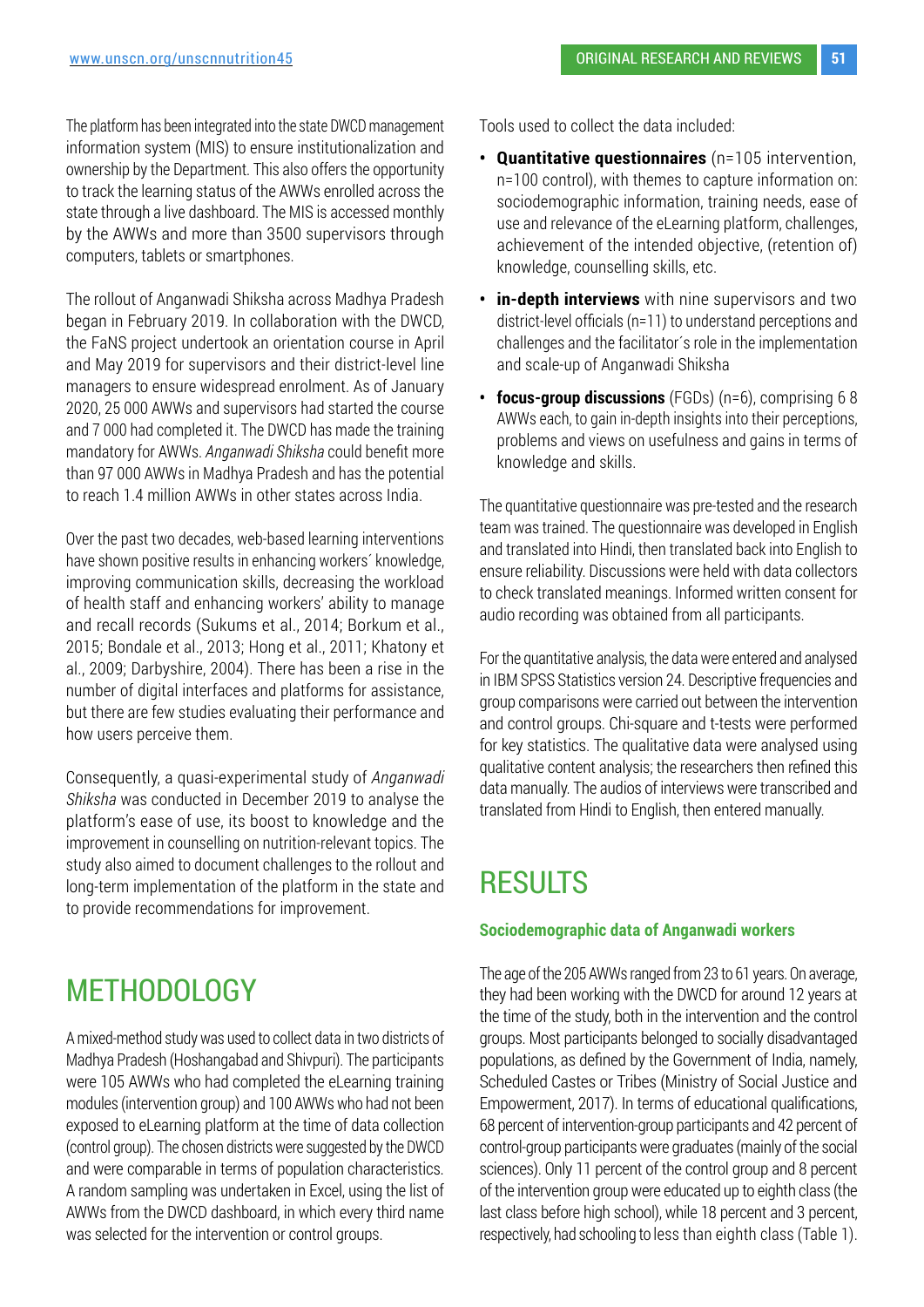The platform has been integrated into the state DWCD management information system (MIS) to ensure institutionalization and ownership by the Department. This also offers the opportunity to track the learning status of the AWWs enrolled across the state through a live dashboard. The MIS is accessed monthly by the AWWs and more than 3500 supervisors through computers, tablets or smartphones.

The rollout of Anganwadi Shiksha across Madhya Pradesh began in February 2019. In collaboration with the DWCD, the FaNS project undertook an orientation course in April and May 2019 for supervisors and their district-level line managers to ensure widespread enrolment. As of January 2020, 25 000 AWWs and supervisors had started the course and 7 000 had completed it. The DWCD has made the training mandatory for AWWs. *Anganwadi Shiksha* could benefit more than 97 000 AWWs in Madhya Pradesh and has the potential to reach 1.4 million AWWs in other states across India.

Over the past two decades, web-based learning interventions have shown positive results in enhancing workers´ knowledge, improving communication skills, decreasing the workload of health staff and enhancing workers' ability to manage and recall records (Sukums et al., 2014; Borkum et al., 2015; Bondale et al., 2013; Hong et al., 2011; Khatony et al., 2009; Darbyshire, 2004). There has been a rise in the number of digital interfaces and platforms for assistance, but there are few studies evaluating their performance and how users perceive them.

Consequently, a quasi-experimental study of *Anganwadi Shiksha* was conducted in December 2019 to analyse the platform's ease of use, its boost to knowledge and the improvement in counselling on nutrition-relevant topics. The study also aimed to document challenges to the rollout and long-term implementation of the platform in the state and to provide recommendations for improvement.

# METHODOLOGY

A mixed-method study was used to collect data in two districts of Madhya Pradesh (Hoshangabad and Shivpuri). The participants were 105 AWWs who had completed the eLearning training modules (intervention group) and 100 AWWs who had not been exposed to eLearning platform at the time of data collection (control group). The chosen districts were suggested by the DWCD and were comparable in terms of population characteristics. A random sampling was undertaken in Excel, using the list of AWWs from the DWCD dashboard, in which every third name was selected for the intervention or control groups.

Tools used to collect the data included:

- **Quantitative questionnaires** (n=105 intervention, n=100 control), with themes to capture information on: sociodemographic information, training needs, ease of use and relevance of the eLearning platform, challenges, achievement of the intended objective, (retention of) knowledge, counselling skills, etc.
- **in-depth interviews** with nine supervisors and two district-level officials (n=11) to understand perceptions and challenges and the facilitator´s role in the implementation and scale-up of Anganwadi Shiksha
- **focus-group discussions** (FGDs) (n=6), comprising 6 8 AWWs each, to gain in-depth insights into their perceptions, problems and views on usefulness and gains in terms of knowledge and skills.

The quantitative questionnaire was pre-tested and the research team was trained. The questionnaire was developed in English and translated into Hindi, then translated back into English to ensure reliability. Discussions were held with data collectors to check translated meanings. Informed written consent for audio recording was obtained from all participants.

For the quantitative analysis, the data were entered and analysed in IBM SPSS Statistics version 24. Descriptive frequencies and group comparisons were carried out between the intervention and control groups. Chi-square and t-tests were performed for key statistics. The qualitative data were analysed using qualitative content analysis; the researchers then refined this data manually. The audios of interviews were transcribed and translated from Hindi to English, then entered manually.

# RESULTS

### Sociodemographic data of Anganwadi workers

The age of the 205 AWWs ranged from 23 to 61 years. On average, they had been working with the DWCD for around 12 years at the time of the study, both in the intervention and the control groups. Most participants belonged to socially disadvantaged populations, as defined by the Government of India, namely, Scheduled Castes or Tribes (Ministry of Social Justice and Empowerment, 2017). In terms of educational qualifications, 68 percent of intervention-group participants and 42 percent of control-group participants were graduates (mainly of the social sciences). Only 11 percent of the control group and 8 percent of the intervention group were educated up to eighth class (the last class before high school), while 18 percent and 3 percent, respectively, had schooling to less than eighth class (Table 1).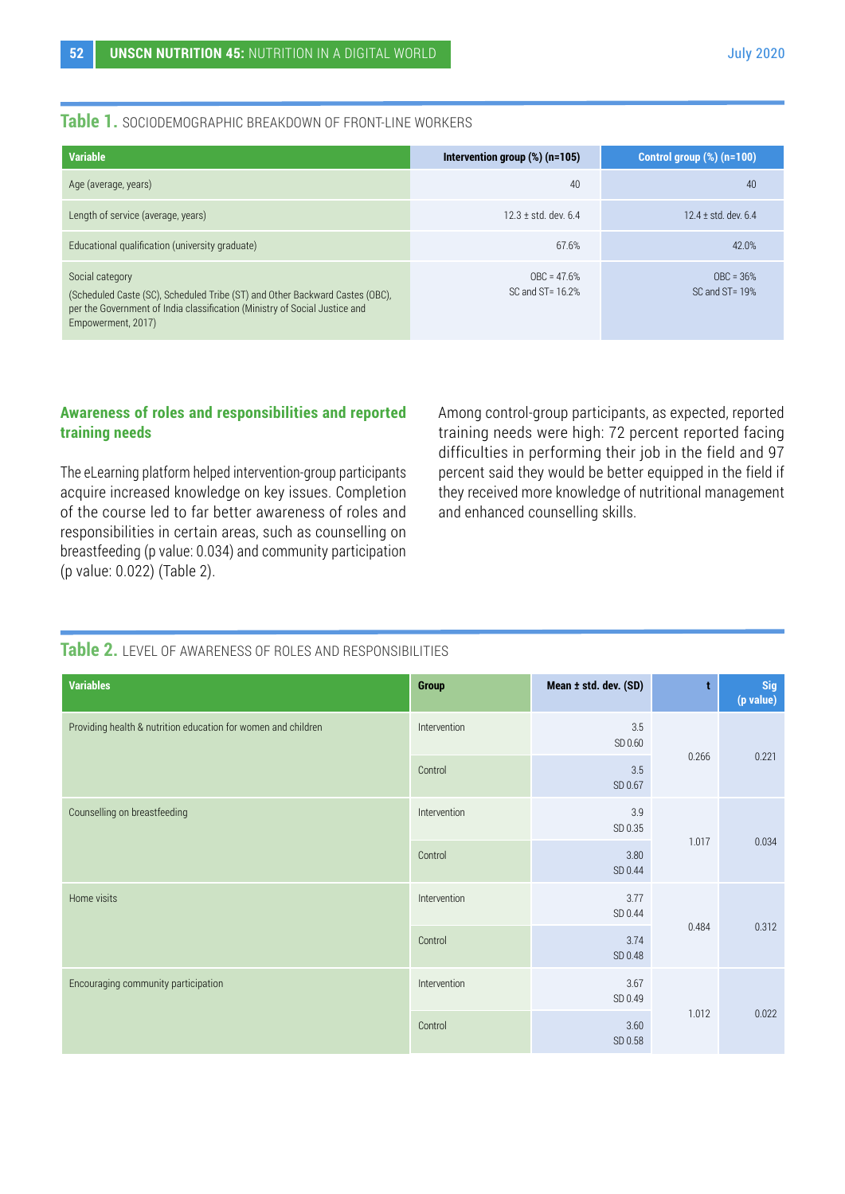**Table 1.** SOCIODEMOGRAPHIC BREAKDOWN OF FRONT-LINE WORKERS

| Variable | Intervention group (%) (n=105) | Control group (%) (n=100) |
|---|---|---|
| Age (average, years) | 40 | 40 |
| Length of service (average, years) | 12.3 ± std. dev. 6.4 | 12.4 ± std. dev. 6.4 |
| Educational qualification (university graduate) | 67.6% | 42.0% |
| Social category (Scheduled Caste (SC), Scheduled Tribe (ST) and Other Backward Castes (OBC), per the Government of India classification (Ministry of Social Justice and Empowerment, 2017) | OBC = 47.6% SC and ST= 16.2% | OBC = 36% SC and ST= 19% |

### Awareness of roles and responsibilities and reported training needs

The eLearning platform helped intervention-group participants acquire increased knowledge on key issues. Completion of the course led to far better awareness of roles and responsibilities in certain areas, such as counselling on breastfeeding (p value: 0.034) and community participation (p value: 0.022) (Table 2).

Among control-group participants, as expected, reported training needs were high: 72 percent reported facing difficulties in performing their job in the field and 97 percent said they would be better equipped in the field if they received more knowledge of nutritional management and enhanced counselling skills.

**Table 2.** LEVEL OF AWARENESS OF ROLES AND RESPONSIBILITIES

| Variables | Group | Mean ± std. dev. (SD) | t | Sig (p value) |
|---|---|---|---|---|
| Providing health & nutrition education for women and children | Intervention | 3.5 SD 0.60 | 0.266 | 0.221 |
| | Control | 3.5 SD 0.67 | | |
| Counselling on breastfeeding | Intervention | 3.9 SD 0.35 | 1.017 | 0.034 |
| | Control | 3.80 SD 0.44 | | |
| Home visits | Intervention | 3.77 SD 0.44 | 0.484 | 0.312 |
| | Control | 3.74 SD 0.48 | | |
| Encouraging community participation | Intervention | 3.67 SD 0.49 | 1.012 | 0.022 |
| | Control | 3.60 SD 0.58 | | |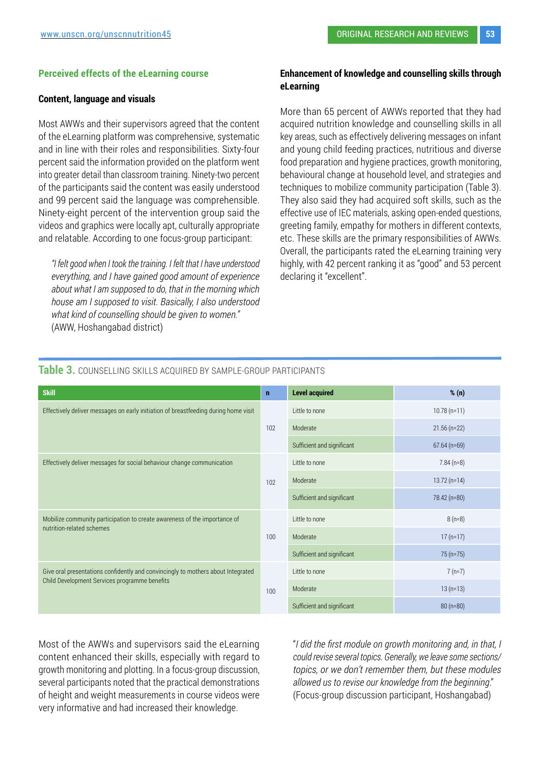### Perceived effects of the eLearning course

#### Content, language and visuals

Most AWWs and their supervisors agreed that the content of the eLearning platform was comprehensive, systematic and in line with their roles and responsibilities. Sixty-four percent said the information provided on the platform went into greater detail than classroom training. Ninety-two percent of the participants said the content was easily understood and 99 percent said the language was comprehensible. Ninety-eight percent of the intervention group said the videos and graphics were locally apt, culturally appropriate and relatable. According to one focus-group participant:

> *"I felt good when I took the training. I felt that I have understood everything, and I have gained good amount of experience about what I am supposed to do, that in the morning which house am I supposed to visit. Basically, I also understood what kind of counselling should be given to women."* (AWW, Hoshangabad district)

#### Enhancement of knowledge and counselling skills through eLearning

More than 65 percent of AWWs reported that they had acquired nutrition knowledge and counselling skills in all key areas, such as effectively delivering messages on infant and young child feeding practices, nutritious and diverse food preparation and hygiene practices, growth monitoring, behavioural change at household level, and strategies and techniques to mobilize community participation (Table 3). They also said they had acquired soft skills, such as the effective use of IEC materials, asking open-ended questions, greeting family, empathy for mothers in different contexts, etc. These skills are the primary responsibilities of AWWs. Overall, the participants rated the eLearning training very highly, with 42 percent ranking it as "good" and 53 percent declaring it "excellent".

**Table 3.** COUNSELLING SKILLS ACQUIRED BY SAMPLE-GROUP PARTICIPANTS

| Skill | n | Level acquired | % (n) |
|---|---|---|---|
| Effectively deliver messages on early initiation of breastfeeding during home visit | 102 | Little to none | 10.78 (n=11) |
| | | Moderate | 21.56 (n=22) |
| | | Sufficient and significant | 67.64 (n=69) |
| Effectively deliver messages for social behaviour change communication | 102 | Little to none | 7.84 (n=8) |
| | | Moderate | 13.72 (n=14) |
| | | Sufficient and significant | 78.42 (n=80) |
| Mobilize community participation to create awareness of the importance of nutrition-related schemes | 100 | Little to none | 8 (n=8) |
| | | Moderate | 17 (n=17) |
| | | Sufficient and significant | 75 (n=75) |
| Give oral presentations confidently and convincingly to mothers about Integrated Child Development Services programme benefits | 100 | Little to none | 7 (n=7) |
| | | Moderate | 13 (n=13) |
| | | Sufficient and significant | 80 (n=80) |

Most of the AWWs and supervisors said the eLearning content enhanced their skills, especially with regard to growth monitoring and plotting. In a focus-group discussion, several participants noted that the practical demonstrations of height and weight measurements in course videos were very informative and had increased their knowledge.

> "*I did the first module on growth monitoring and, in that, I could revise several topics. Generally, we leave some sections/topics, or we don't remember them, but these modules allowed us to revise our knowledge from the beginning.*" (Focus-group discussion participant, Hoshangabad)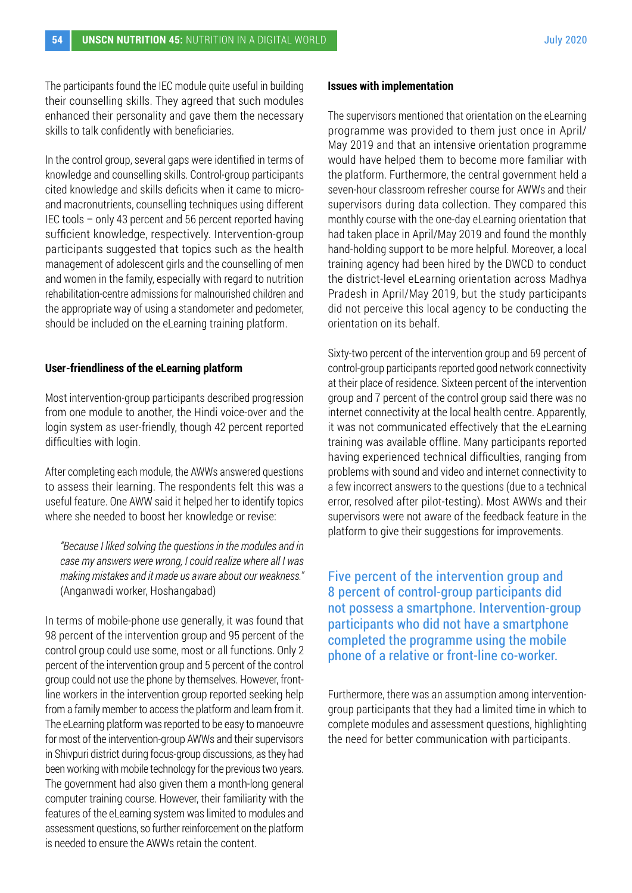The participants found the IEC module quite useful in building their counselling skills. They agreed that such modules enhanced their personality and gave them the necessary skills to talk confidently with beneficiaries.

In the control group, several gaps were identified in terms of knowledge and counselling skills. Control-group participants cited knowledge and skills deficits when it came to micro- and macronutrients, counselling techniques using different IEC tools – only 43 percent and 56 percent reported having sufficient knowledge, respectively. Intervention-group participants suggested that topics such as the health management of adolescent girls and the counselling of men and women in the family, especially with regard to nutrition rehabilitation-centre admissions for malnourished children and the appropriate way of using a standometer and pedometer, should be included on the eLearning training platform.

**User-friendliness of the eLearning platform**

Most intervention-group participants described progression from one module to another, the Hindi voice-over and the login system as user-friendly, though 42 percent reported difficulties with login.

After completing each module, the AWWs answered questions to assess their learning. The respondents felt this was a useful feature. One AWW said it helped her to identify topics where she needed to boost her knowledge or revise:

> *"Because I liked solving the questions in the modules and in case my answers were wrong, I could realize where all I was making mistakes and it made us aware about our weakness."* (Anganwadi worker, Hoshangabad)

In terms of mobile-phone use generally, it was found that 98 percent of the intervention group and 95 percent of the control group could use some, most or all functions. Only 2 percent of the intervention group and 5 percent of the control group could not use the phone by themselves. However, front-line workers in the intervention group reported seeking help from a family member to access the platform and learn from it. The eLearning platform was reported to be easy to manoeuvre for most of the intervention-group AWWs and their supervisors in Shivpuri district during focus-group discussions, as they had been working with mobile technology for the previous two years. The government had also given them a month-long general computer training course. However, their familiarity with the features of the eLearning system was limited to modules and assessment questions, so further reinforcement on the platform is needed to ensure the AWWs retain the content.

**Issues with implementation**

The supervisors mentioned that orientation on the eLearning programme was provided to them just once in April/May 2019 and that an intensive orientation programme would have helped them to become more familiar with the platform. Furthermore, the central government held a seven-hour classroom refresher course for AWWs and their supervisors during data collection. They compared this monthly course with the one-day eLearning orientation that had taken place in April/May 2019 and found the monthly hand-holding support to be more helpful. Moreover, a local training agency had been hired by the DWCD to conduct the district-level eLearning orientation across Madhya Pradesh in April/May 2019, but the study participants did not perceive this local agency to be conducting the orientation on its behalf.

Sixty-two percent of the intervention group and 69 percent of control-group participants reported good network connectivity at their place of residence. Sixteen percent of the intervention group and 7 percent of the control group said there was no internet connectivity at the local health centre. Apparently, it was not communicated effectively that the eLearning training was available offline. Many participants reported having experienced technical difficulties, ranging from problems with sound and video and internet connectivity to a few incorrect answers to the questions (due to a technical error, resolved after pilot-testing). Most AWWs and their supervisors were not aware of the feedback feature in the platform to give their suggestions for improvements.

> Five percent of the intervention group and 8 percent of control-group participants did not possess a smartphone. Intervention-group participants who did not have a smartphone completed the programme using the mobile phone of a relative or front-line co-worker.

Furthermore, there was an assumption among intervention-group participants that they had a limited time in which to complete modules and assessment questions, highlighting the need for better communication with participants.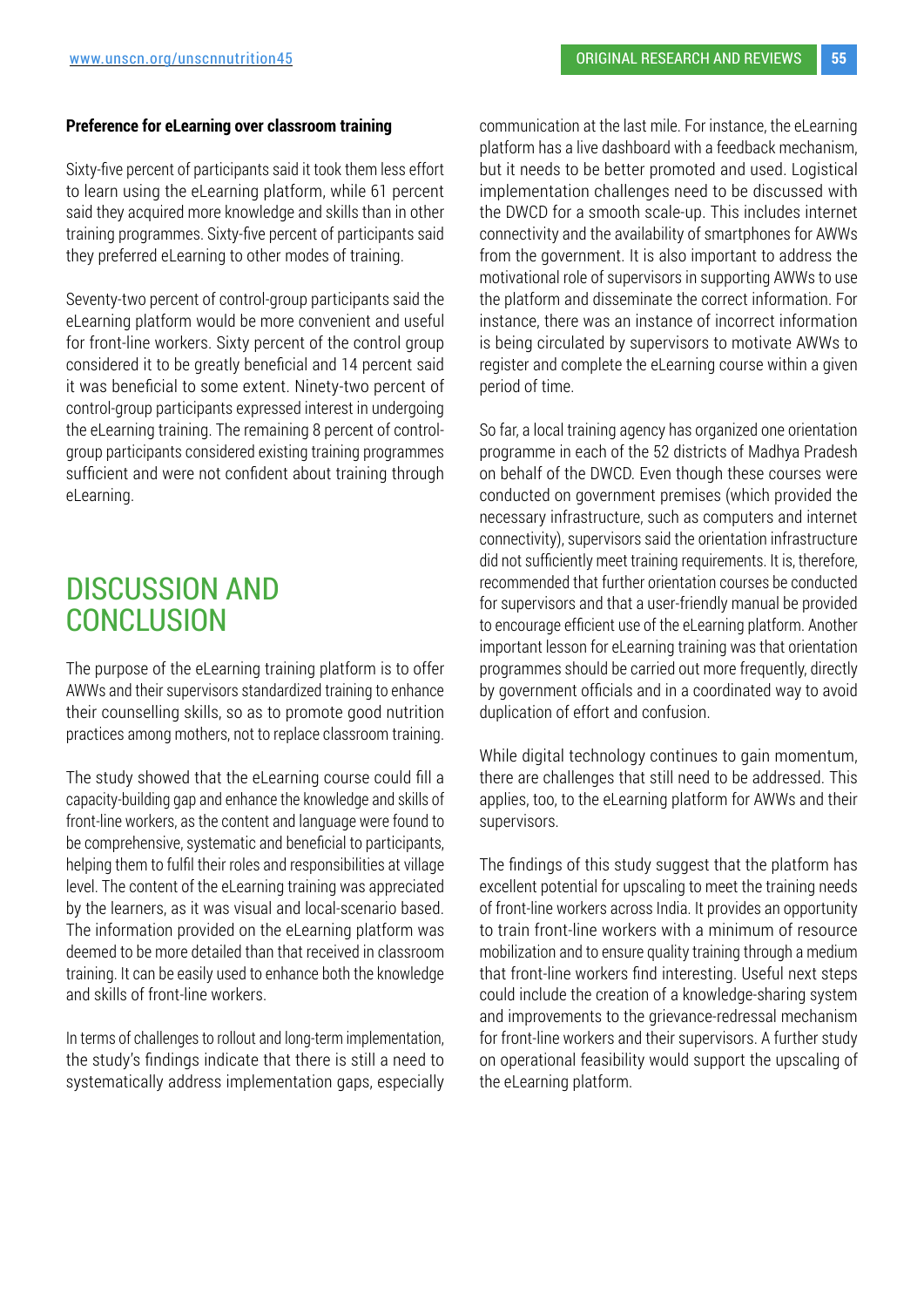**Preference for eLearning over classroom training**

Sixty-five percent of participants said it took them less effort to learn using the eLearning platform, while 61 percent said they acquired more knowledge and skills than in other training programmes. Sixty-five percent of participants said they preferred eLearning to other modes of training.

Seventy-two percent of control-group participants said the eLearning platform would be more convenient and useful for front-line workers. Sixty percent of the control group considered it to be greatly beneficial and 14 percent said it was beneficial to some extent. Ninety-two percent of control-group participants expressed interest in undergoing the eLearning training. The remaining 8 percent of control-group participants considered existing training programmes sufficient and were not confident about training through eLearning.

# DISCUSSION AND CONCLUSION

The purpose of the eLearning training platform is to offer AWWs and their supervisors standardized training to enhance their counselling skills, so as to promote good nutrition practices among mothers, not to replace classroom training.

The study showed that the eLearning course could fill a capacity-building gap and enhance the knowledge and skills of front-line workers, as the content and language were found to be comprehensive, systematic and beneficial to participants, helping them to fulfil their roles and responsibilities at village level. The content of the eLearning training was appreciated by the learners, as it was visual and local-scenario based. The information provided on the eLearning platform was deemed to be more detailed than that received in classroom training. It can be easily used to enhance both the knowledge and skills of front-line workers.

In terms of challenges to rollout and long-term implementation, the study's findings indicate that there is still a need to systematically address implementation gaps, especially communication at the last mile. For instance, the eLearning platform has a live dashboard with a feedback mechanism, but it needs to be better promoted and used. Logistical implementation challenges need to be discussed with the DWCD for a smooth scale-up. This includes internet connectivity and the availability of smartphones for AWWs from the government. It is also important to address the motivational role of supervisors in supporting AWWs to use the platform and disseminate the correct information. For instance, there was an instance of incorrect information is being circulated by supervisors to motivate AWWs to register and complete the eLearning course within a given period of time.

So far, a local training agency has organized one orientation programme in each of the 52 districts of Madhya Pradesh on behalf of the DWCD. Even though these courses were conducted on government premises (which provided the necessary infrastructure, such as computers and internet connectivity), supervisors said the orientation infrastructure did not sufficiently meet training requirements. It is, therefore, recommended that further orientation courses be conducted for supervisors and that a user-friendly manual be provided to encourage efficient use of the eLearning platform. Another important lesson for eLearning training was that orientation programmes should be carried out more frequently, directly by government officials and in a coordinated way to avoid duplication of effort and confusion.

While digital technology continues to gain momentum, there are challenges that still need to be addressed. This applies, too, to the eLearning platform for AWWs and their supervisors.

The findings of this study suggest that the platform has excellent potential for upscaling to meet the training needs of front-line workers across India. It provides an opportunity to train front-line workers with a minimum of resource mobilization and to ensure quality training through a medium that front-line workers find interesting. Useful next steps could include the creation of a knowledge-sharing system and improvements to the grievance-redressal mechanism for front-line workers and their supervisors. A further study on operational feasibility would support the upscaling of the eLearning platform.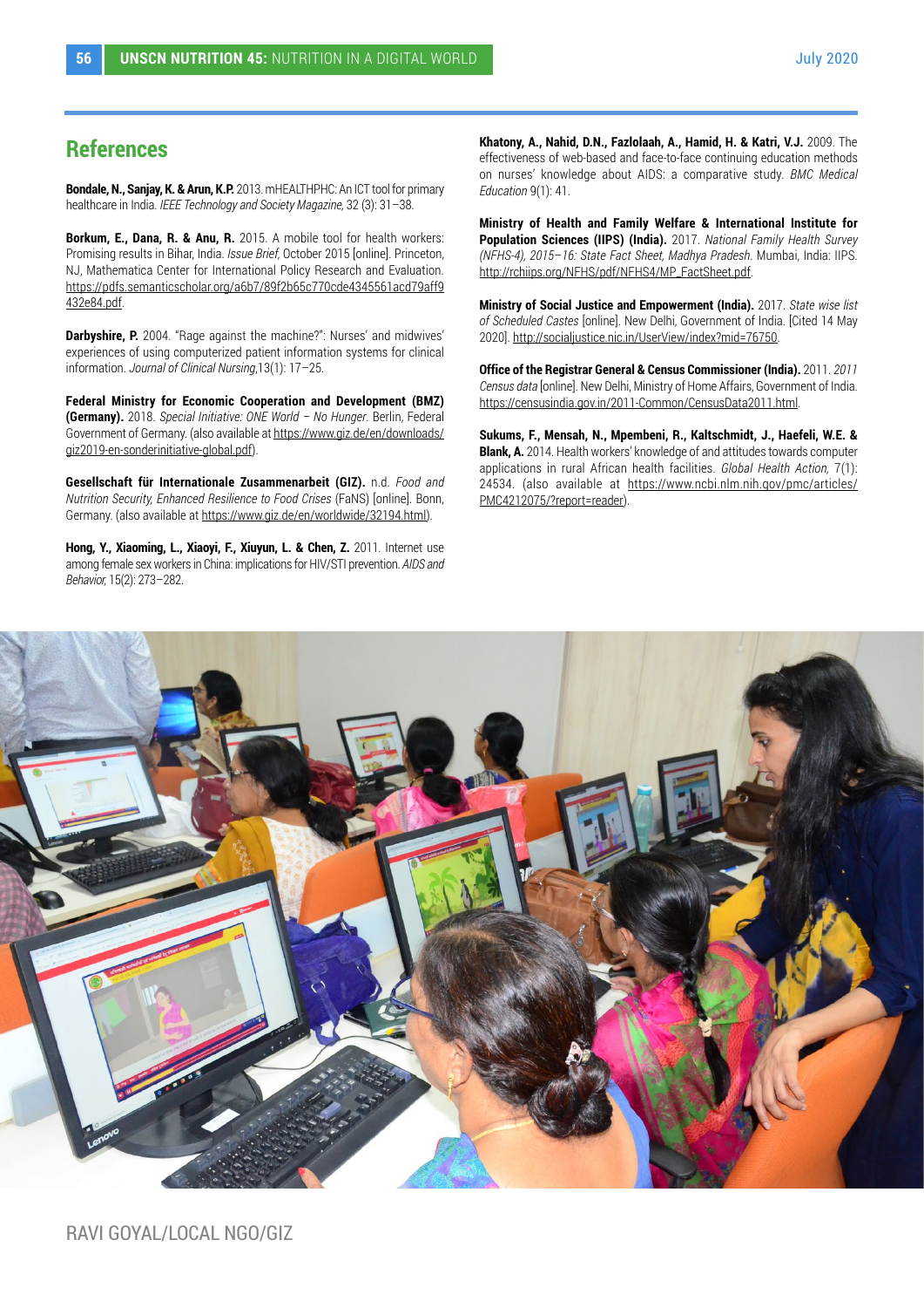## References

**Bondale, N., Sanjay, K. & Arun, K.P.** 2013. mHEALTHPHC: An ICT tool for primary healthcare in India. *IEEE Technology and Society Magazine,* 32 (3): 31–38.

**Borkum, E., Dana, R. & Anu, R.** 2015. A mobile tool for health workers: Promising results in Bihar, India. *Issue Brief,* October 2015 [online]. Princeton, NJ, Mathematica Center for International Policy Research and Evaluation. https://pdfs.semanticscholar.org/a6b7/89f2b65c770cde4345561acd79aff9432e84.pdf.

**Darbyshire, P.** 2004. "Rage against the machine?": Nurses' and midwives' experiences of using computerized patient information systems for clinical information. *Journal of Clinical Nursing,*13(1): 17–25.

**Federal Ministry for Economic Cooperation and Development (BMZ) (Germany).** 2018. *Special Initiative: ONE World – No Hunger.* Berlin, Federal Government of Germany. (also available at https://www.giz.de/en/downloads/giz2019-en-sonderinitiative-global.pdf).

**Gesellschaft für Internationale Zusammenarbeit (GIZ).** n.d. *Food and Nutrition Security, Enhanced Resilience to Food Crises* (FaNS) [online]. Bonn, Germany. (also available at https://www.giz.de/en/worldwide/32194.html).

**Hong, Y., Xiaoming, L., Xiaoyi, F., Xiuyun, L. & Chen, Z.** 2011. Internet use among female sex workers in China: implications for HIV/STI prevention. *AIDS and Behavior,* 15(2): 273–282.

**Khatony, A., Nahid, D.N., Fazlolaah, A., Hamid, H. & Katri, V.J.** 2009. The effectiveness of web-based and face-to-face continuing education methods on nurses' knowledge about AIDS: a comparative study. *BMC Medical Education* 9(1): 41.

**Ministry of Health and Family Welfare & International Institute for Population Sciences (IIPS) (India).** 2017. *National Family Health Survey (NFHS-4), 2015–16: State Fact Sheet, Madhya Pradesh.* Mumbai, India: IIPS. http://rchiips.org/NFHS/pdf/NFHS4/MP_FactSheet.pdf.

**Ministry of Social Justice and Empowerment (India).** 2017. *State wise list of Scheduled Castes* [online]. New Delhi, Government of India. [Cited 14 May 2020]. http://socialjustice.nic.in/UserView/index?mid=76750.

**Office of the Registrar General & Census Commissioner (India).** 2011. *2011 Census data* [online]. New Delhi, Ministry of Home Affairs, Government of India. https://censusindia.gov.in/2011-Common/CensusData2011.html.

**Sukums, F., Mensah, N., Mpembeni, R., Kaltschmidt, J., Haefeli, W.E. & Blank, A.** 2014. Health workers' knowledge of and attitudes towards computer applications in rural African health facilities. *Global Health Action,* 7(1): 24534. (also available at https://www.ncbi.nlm.nih.gov/pmc/articles/PMC4212075/?report=reader).

RAVI GOYAL/LOCAL NGO/GIZ